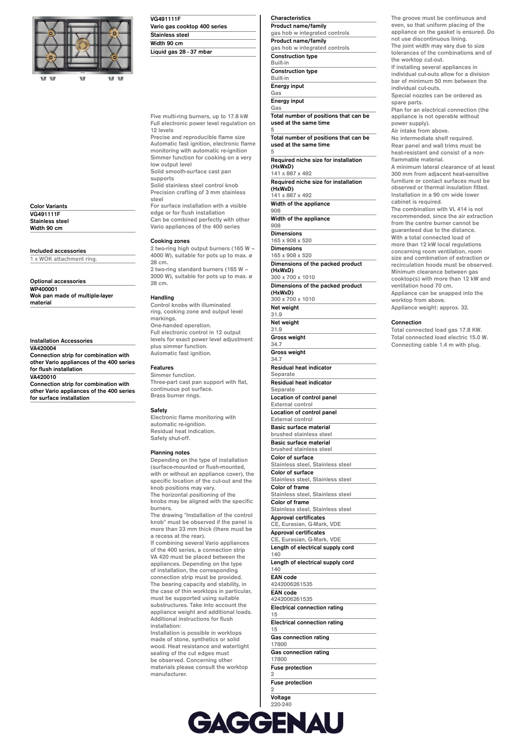**VG491111F**
**Vario gas cooktop 400 series**
**Stainless steel**
**Width 90 cm**
**Liquid gas 28 - 37 mbar**

Five multi-ring burners, up to 17.8 kW
Full electronic power level regulation on 12 levels
Precise and reproducible flame size
Automatic fast ignition, electronic flame monitoring with automatic re-ignition
Simmer function for cooking on a very low output level
Solid smooth-surface cast pan supports
Solid stainless steel control knob
Precision crafting of 3 mm stainless steel
For surface installation with a visible edge or for flush installation
Can be combined perfectly with other Vario appliances of the 400 series

### Color Variants

VG491111F
Stainless steel
Width 90 cm

### Included accessories

1 x WOK attachment ring.

### Optional accessories

WP400001
Wok pan made of multiple-layer material

### Installation Accessories

VA420004
Connection strip for combination with other Vario appliances of the 400 series for flush installation

VA420010
Connection strip for combination with other Vario appliances of the 400 series for surface installation

### Cooking zones

2 two-ring high output burners (165 W – 4000 W), suitable for pots up to max. ø 28 cm.
2 two-ring standard burners (165 W – 2000 W), suitable for pots up to max. ø 28 cm.

### Handling

Control knobs with illuminated ring, cooking zone and output level markings.
One-handed operation.
Full electronic control in 12 output levels for exact power level adjustment plus simmer function.
Automatic fast ignition.

### Features

Simmer function.
Three-part cast pan support with flat, continuous pot surface.
Brass burner rings.

### Safety

Electronic flame monitoring with automatic re-ignition.
Residual heat indication.
Safety shut-off.

### Planning notes

Depending on the type of installation (surface-mounted or flush-mounted, with or without an appliance cover), the specific location of the cut-out and the knob positions may vary.
The horizontal positioning of the knobs may be aligned with the specific burners.
The drawing "Installation of the control knob" must be observed if the panel is more than 23 mm thick (there must be a recess at the rear).
If combining several Vario appliances of the 400 series, a connection strip VA 420 must be placed between the appliances. Depending on the type of installation, the corresponding connection strip must be provided.
The bearing capacity and stability, in the case of thin worktops in particular, must be supported using suitable substructures. Take into account the appliance weight and additional loads.
Additional instructions for flush installation:
Installation is possible in worktops made of stone, synthetics or solid wood. Heat resistance and watertight sealing of the cut edges must be observed. Concerning other materials please consult the worktop manufacturer.
The groove must be continuous and even, so that uniform placing of the appliance on the gasket is ensured. Do not use discontinuous lining.
The joint width may vary due to size tolerances of the combinations and of the worktop cut-out.
If installing several appliances in individual cut-outs allow for a division bar of minimum 50 mm between the individual cut-outs.
Special nozzles can be ordered as spare parts.
Plan for an electrical connection (the appliance is not operable without power supply).
Air intake from above.
No intermediate shelf required.
Rear panel and wall trims must be heat-resistant and consist of a non-flammable material.
A minimum lateral clearance of at least 300 mm from adjacent heat-sensitive furniture or contact surfaces must be observed or thermal insulation fitted.
Installation in a 90 cm wide lower cabinet is required.
The combination with VL 414 is not recommended, since the air extraction from the centre burner cannot be guaranteed due to the distance.
With a total connected load of more than 12 kW local regulations concerning room ventilation, room size and combination of extraction or recirculation hoods must be observed.
Minimum clearance between gas cooktop(s) with more than 12 kW and ventilation hood 70 cm.
Appliance can be snapped into the worktop from above.
Appliance weight: approx. 32.

### Connection

Total connected load gas 17.8 KW.
Total connected load electric 15.0 W.
Connecting cable 1.4 m with plug.

### Characteristics

| Characteristic | Value |
|---|---|
| Product name/family | gas hob w integrated controls |
| Product name/family | gas hob w integrated controls |
| Construction type | Built-in |
| Construction type | Built-in |
| Energy input | Gas |
| Energy input | Gas |
| Total number of positions that can be used at the same time | 5 |
| Total number of positions that can be used at the same time | 5 |
| Required niche size for installation (HxWxD) | 141 x 887 x 492 |
| Required niche size for installation (HxWxD) | 141 x 887 x 492 |
| Width of the appliance | 908 |
| Width of the appliance | 908 |
| Dimensions | 165 x 908 x 520 |
| Dimensions | 165 x 908 x 520 |
| Dimensions of the packed product (HxWxD) | 300 x 700 x 1010 |
| Dimensions of the packed product (HxWxD) | 300 x 700 x 1010 |
| Net weight | 31.9 |
| Net weight | 31.9 |
| Gross weight | 34.7 |
| Gross weight | 34.7 |
| Residual heat indicator | Separate |
| Residual heat indicator | Separate |
| Location of control panel | External control |
| Location of control panel | External control |
| Basic surface material | brushed stainless steel |
| Basic surface material | brushed stainless steel |
| Color of surface | Stainless steel, Stainless steel |
| Color of surface | Stainless steel, Stainless steel |
| Color of frame | Stainless steel, Stainless steel |
| Color of frame | Stainless steel, Stainless steel |
| Approval certificates | CE, Eurasian, G-Mark, VDE |
| Approval certificates | CE, Eurasian, G-Mark, VDE |
| Length of electrical supply cord | 140 |
| Length of electrical supply cord | 140 |
| EAN code | 4242006261535 |
| EAN code | 4242006261535 |
| Electrical connection rating | 15 |
| Electrical connection rating | 15 |
| Gas connection rating | 17800 |
| Gas connection rating | 17800 |
| Fuse protection | 2 |
| Fuse protection | 2 |
| Voltage | 220-240 |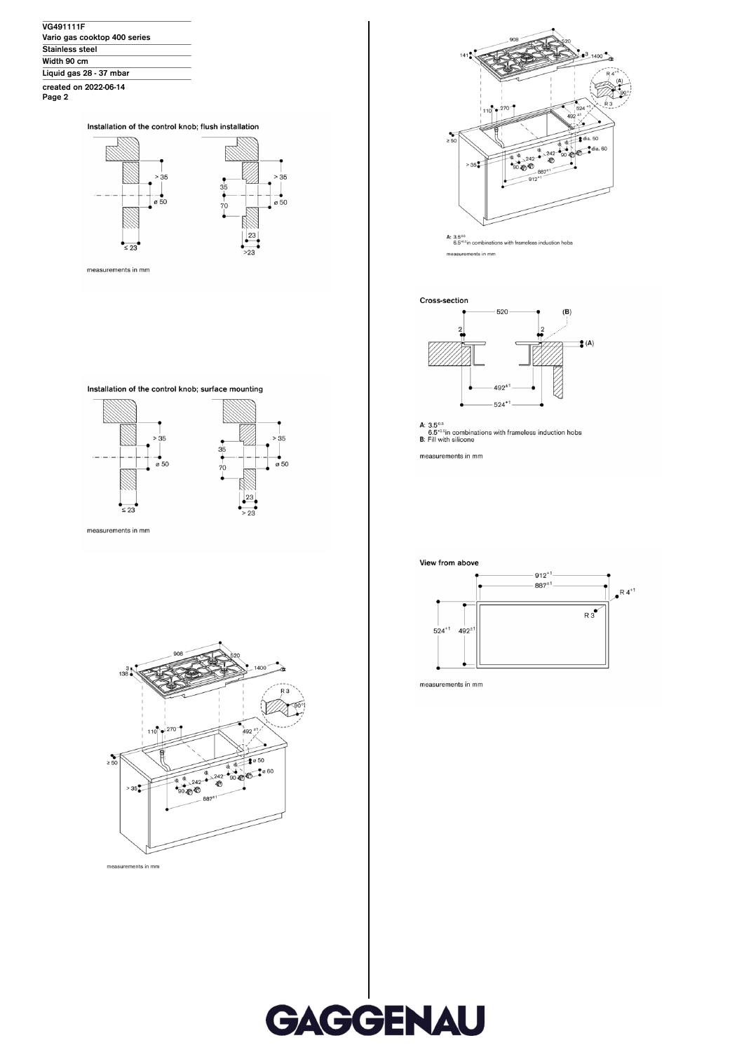VG491111F
Vario gas cooktop 400 series
Stainless steel
Width 90 cm
Liquid gas 28 - 37 mbar
created on 2022-06-14
Page 2

### Installation of the control knob; flush installation

> 35
ø 50
≤ 23
35
70
23
>23

measurements in mm

### Installation of the control knob; surface mounting

> 35
ø 50
≤ 23
35
70
23
> 23

measurements in mm

908
520
138
3
1400
R 3
90°
110
270
492 ±1
≥ 50
ø 50
ø 60
> 35
242
242
90
90
887±1

measurements in mm

908
520
141
3
1400
R 4+1
(A)
90°
R 3
110
270
524 +1
492 ±1
≥ 50
dia. 50
dia. 60
> 35
242
242
90
90
887±1
912+1

A: 3.5±0.5
6.5+0.5 in combinations with frameless induction hobs

measurements in mm

### Cross-section

520
(B)
2
2
(A)
492±1
524+1

A: 3.5±0.5
6.5+0.5 in combinations with frameless induction hobs
B: Fill with silicone

measurements in mm

### View from above

912+1
887±1
R 4+1
R 3
524+1
492±1

measurements in mm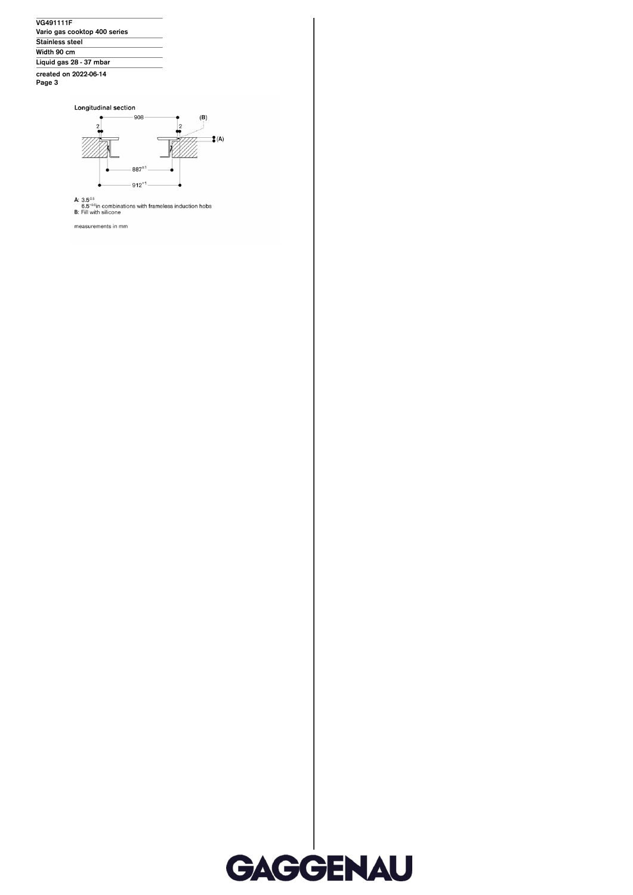Longitudinal section

908

(B)

2

2

(A)

$887^{\pm1}$

$912^{+1}$

A: $3.5^{-0.5}$
$6.5^{+0.5}$in combinations with frameless induction hobs
B: Fill with silicone

measurements in mm